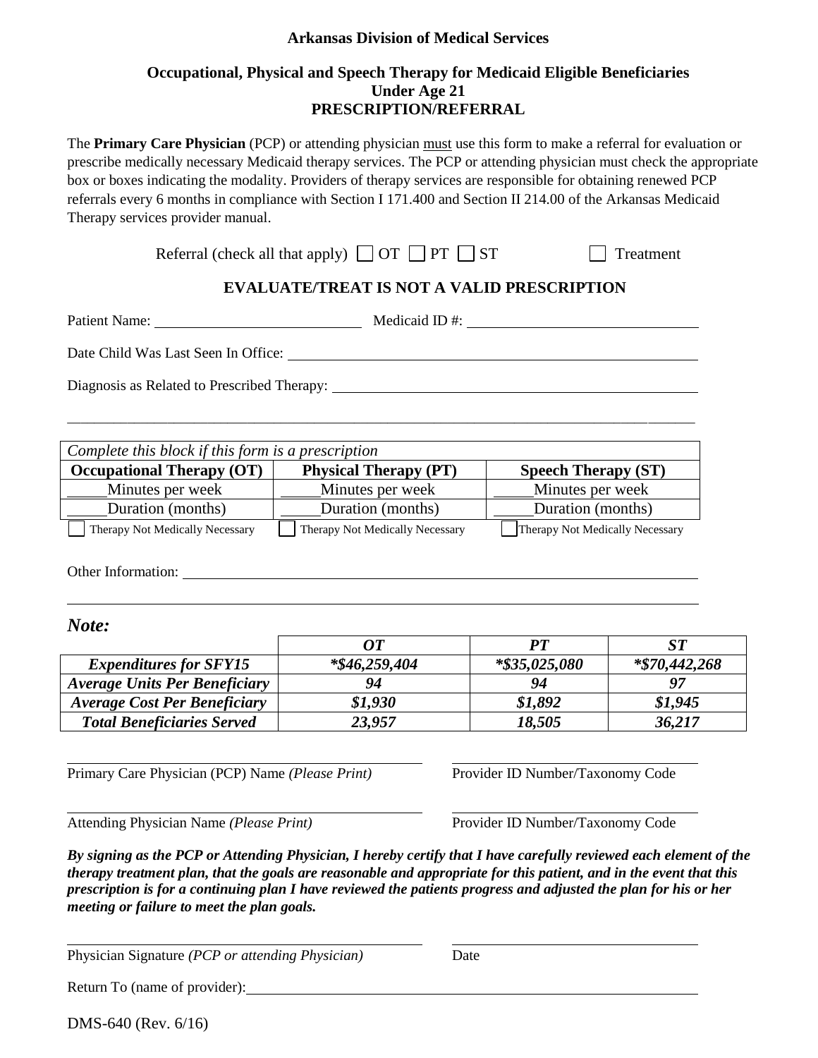**Arkansas Division of Medical Services**

# Occupational, Physical and Speech Therapy for Medicaid Eligible Beneficiaries Under Age 21
## PRESCRIPTION/REFERRAL

The **Primary Care Physician** (PCP) or attending physician must use this form to make a referral for evaluation or prescribe medically necessary Medicaid therapy services. The PCP or attending physician must check the appropriate box or boxes indicating the modality. Providers of therapy services are responsible for obtaining renewed PCP referrals every 6 months in compliance with Section I 171.400 and Section II 214.00 of the Arkansas Medicaid Therapy services provider manual.

Referral (check all that apply) ☐ OT ☐ PT ☐ ST ☐ Treatment

**EVALUATE/TREAT IS NOT A VALID PRESCRIPTION**

Patient Name: ______________________ Medicaid ID #: ______________________

Date Child Was Last Seen In Office: ______________________

Diagnosis as Related to Prescribed Therapy: ______________________

______________________________________________________________________

*Complete this block if this form is a prescription*

| Occupational Therapy (OT) | Physical Therapy (PT) | Speech Therapy (ST) |
|---|---|---|
| _____Minutes per week | _____Minutes per week | _____Minutes per week |
| _____Duration (months) | _____Duration (months) | _____Duration (months) |
| ☐ Therapy Not Medically Necessary | ☐ Therapy Not Medically Necessary | ☐ Therapy Not Medically Necessary |

Other Information: ______________________

______________________________________________________________________

***Note:***

| | *OT* | *PT* | *ST* |
|---|---|---|---|
| ***Expenditures for SFY15*** | ****$46,259,404*** | ****$35,025,080*** | ****$70,442,268*** |
| ***Average Units Per Beneficiary*** | ***94*** | ***94*** | ***97*** |
| ***Average Cost Per Beneficiary*** | ***$1,930*** | ***$1,892*** | ***$1,945*** |
| ***Total Beneficiaries Served*** | ***23,957*** | ***18,505*** | ***36,217*** |

______________________ ______________________
Primary Care Physician (PCP) Name *(Please Print)* Provider ID Number/Taxonomy Code

______________________ ______________________
Attending Physician Name *(Please Print)* Provider ID Number/Taxonomy Code

***By signing as the PCP or Attending Physician, I hereby certify that I have carefully reviewed each element of the therapy treatment plan, that the goals are reasonable and appropriate for this patient, and in the event that this prescription is for a continuing plan I have reviewed the patients progress and adjusted the plan for his or her meeting or failure to meet the plan goals.***

______________________ ______________________
Physician Signature *(PCP or attending Physician)* Date

Return To (name of provider): ______________________

DMS-640 (Rev. 6/16)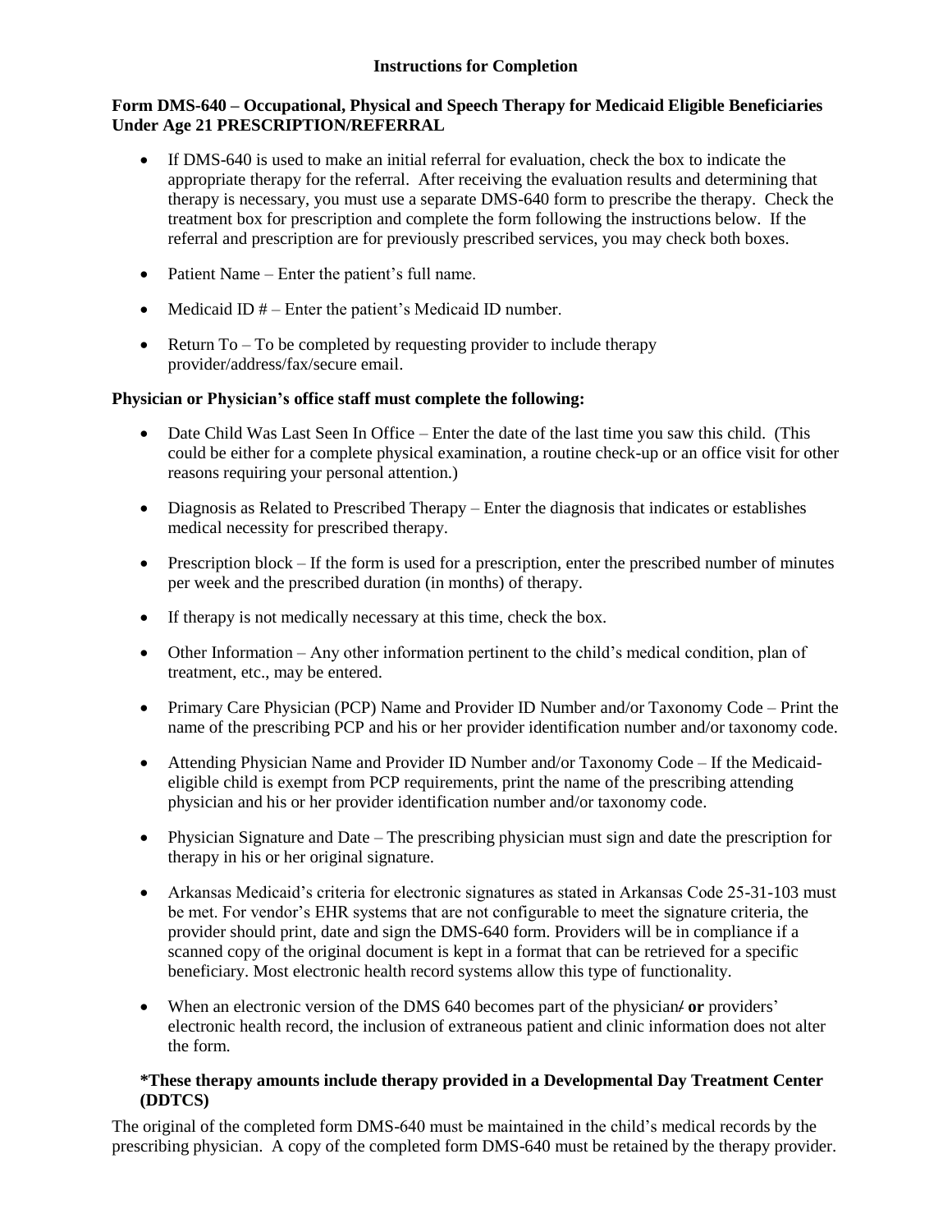## Instructions for Completion

**Form DMS-640 – Occupational, Physical and Speech Therapy for Medicaid Eligible Beneficiaries Under Age 21 PRESCRIPTION/REFERRAL**

- If DMS-640 is used to make an initial referral for evaluation, check the box to indicate the appropriate therapy for the referral. After receiving the evaluation results and determining that therapy is necessary, you must use a separate DMS-640 form to prescribe the therapy. Check the treatment box for prescription and complete the form following the instructions below. If the referral and prescription are for previously prescribed services, you may check both boxes.
- Patient Name – Enter the patient's full name.
- Medicaid ID # – Enter the patient's Medicaid ID number.
- Return To – To be completed by requesting provider to include therapy provider/address/fax/secure email.

**Physician or Physician's office staff must complete the following:**

- Date Child Was Last Seen In Office – Enter the date of the last time you saw this child. (This could be either for a complete physical examination, a routine check-up or an office visit for other reasons requiring your personal attention.)
- Diagnosis as Related to Prescribed Therapy – Enter the diagnosis that indicates or establishes medical necessity for prescribed therapy.
- Prescription block – If the form is used for a prescription, enter the prescribed number of minutes per week and the prescribed duration (in months) of therapy.
- If therapy is not medically necessary at this time, check the box.
- Other Information – Any other information pertinent to the child's medical condition, plan of treatment, etc., may be entered.
- Primary Care Physician (PCP) Name and Provider ID Number and/or Taxonomy Code – Print the name of the prescribing PCP and his or her provider identification number and/or taxonomy code.
- Attending Physician Name and Provider ID Number and/or Taxonomy Code – If the Medicaid-eligible child is exempt from PCP requirements, print the name of the prescribing attending physician and his or her provider identification number and/or taxonomy code.
- Physician Signature and Date – The prescribing physician must sign and date the prescription for therapy in his or her original signature.
- Arkansas Medicaid's criteria for electronic signatures as stated in Arkansas Code 25-31-103 must be met. For vendor's EHR systems that are not configurable to meet the signature criteria, the provider should print, date and sign the DMS-640 form. Providers will be in compliance if a scanned copy of the original document is kept in a format that can be retrieved for a specific beneficiary. Most electronic health record systems allow this type of functionality.
- When an electronic version of the DMS 640 becomes part of the physician/ **or** providers' electronic health record, the inclusion of extraneous patient and clinic information does not alter the form.

**\*These therapy amounts include therapy provided in a Developmental Day Treatment Center (DDTCS)**

The original of the completed form DMS-640 must be maintained in the child's medical records by the prescribing physician. A copy of the completed form DMS-640 must be retained by the therapy provider.